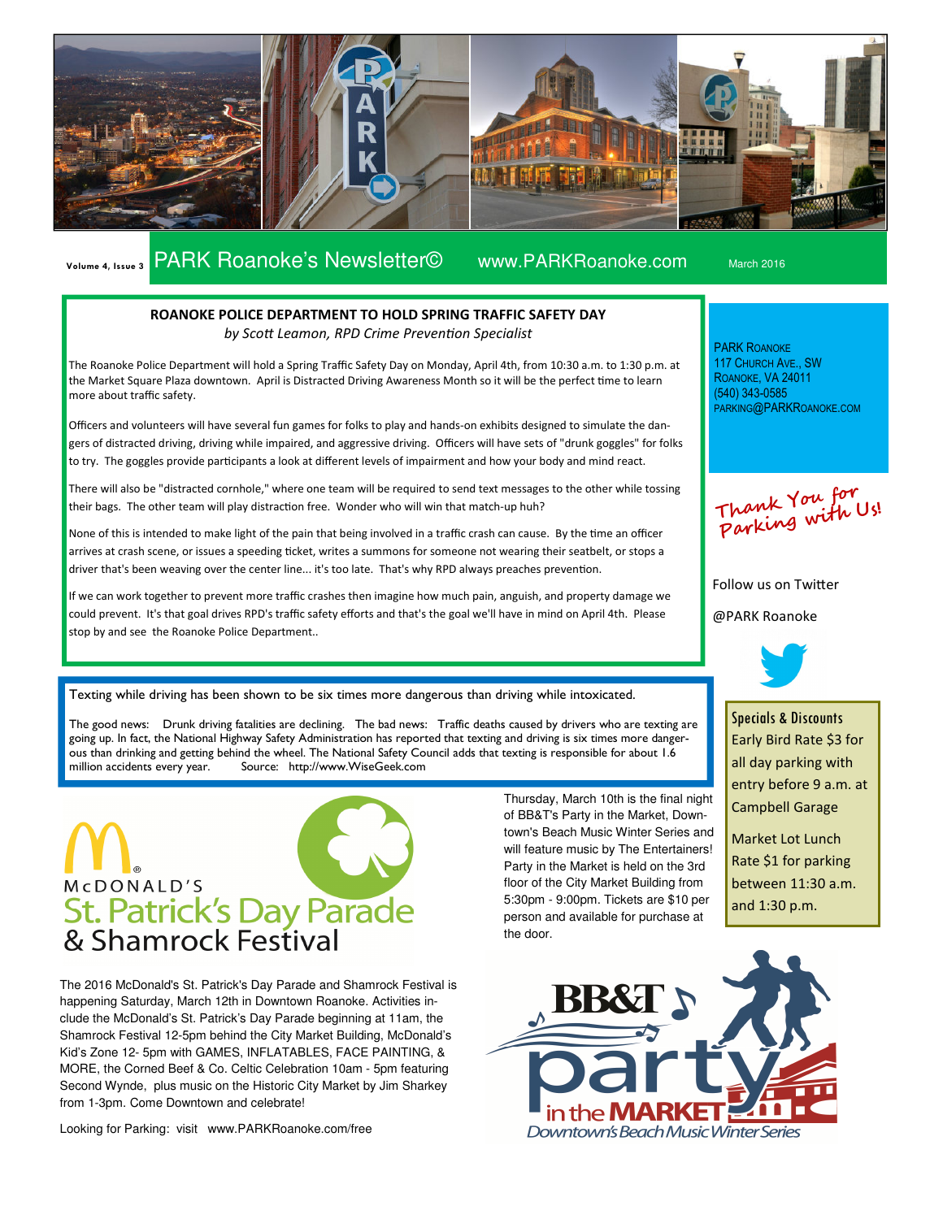Volume 4, Issue 3 **PARK Roanoke's Newsletter©** www.PARKRoanoke.com March 2016

## ROANOKE POLICE DEPARTMENT TO HOLD SPRING TRAFFIC SAFETY DAY

*by Scott Leamon, RPD Crime Prevention Specialist*

The Roanoke Police Department will hold a Spring Traffic Safety Day on Monday, April 4th, from 10:30 a.m. to 1:30 p.m. at the Market Square Plaza downtown. April is Distracted Driving Awareness Month so it will be the perfect time to learn more about traffic safety.

Officers and volunteers will have several fun games for folks to play and hands-on exhibits designed to simulate the dangers of distracted driving, driving while impaired, and aggressive driving. Officers will have sets of "drunk goggles" for folks to try. The goggles provide participants a look at different levels of impairment and how your body and mind react.

There will also be "distracted cornhole," where one team will be required to send text messages to the other while tossing their bags. The other team will play distraction free. Wonder who will win that match-up huh?

None of this is intended to make light of the pain that being involved in a traffic crash can cause. By the time an officer arrives at crash scene, or issues a speeding ticket, writes a summons for someone not wearing their seatbelt, or stops a driver that's been weaving over the center line... it's too late. That's why RPD always preaches prevention.

If we can work together to prevent more traffic crashes then imagine how much pain, anguish, and property damage we could prevent. It's that goal drives RPD's traffic safety efforts and that's the goal we'll have in mind on April 4th. Please stop by and see the Roanoke Police Department..

PARK Roanoke
117 Church Ave., SW
Roanoke, VA 24011
(540) 343-0585
parking@PARKRoanoke.com

Thank You for Parking with Us!

Follow us on Twitter

@PARK Roanoke

Texting while driving has been shown to be six times more dangerous than driving while intoxicated.

The good news: Drunk driving fatalities are declining. The bad news: Traffic deaths caused by drivers who are texting are going up. In fact, the National Highway Safety Administration has reported that texting and driving is six times more dangerous than drinking and getting behind the wheel. The National Safety Council adds that texting is responsible for about 1.6 million accidents every year. Source: http://www.WiseGeek.com

**Specials & Discounts**

Early Bird Rate $3 for all day parking with entry before 9 a.m. at Campbell Garage

Market Lot Lunch Rate $1 for parking between 11:30 a.m. and 1:30 p.m.

## McDONALD'S St. Patrick's Day Parade & Shamrock Festival

The 2016 McDonald's St. Patrick's Day Parade and Shamrock Festival is happening Saturday, March 12th in Downtown Roanoke. Activities include the McDonald's St. Patrick's Day Parade beginning at 11am, the Shamrock Festival 12-5pm behind the City Market Building, McDonald's Kid's Zone 12- 5pm with GAMES, INFLATABLES, FACE PAINTING, & MORE, the Corned Beef & Co. Celtic Celebration 10am - 5pm featuring Second Wynde, plus music on the Historic City Market by Jim Sharkey from 1-3pm. Come Downtown and celebrate!

Looking for Parking: visit www.PARKRoanoke.com/free

Thursday, March 10th is the final night of BB&T's Party in the Market, Downtown's Beach Music Winter Series and will feature music by The Entertainers! Party in the Market is held on the 3rd floor of the City Market Building from 5:30pm - 9:00pm. Tickets are $10 per person and available for purchase at the door.

## BB&T party in the MARKET

*Downtown's Beach Music Winter Series*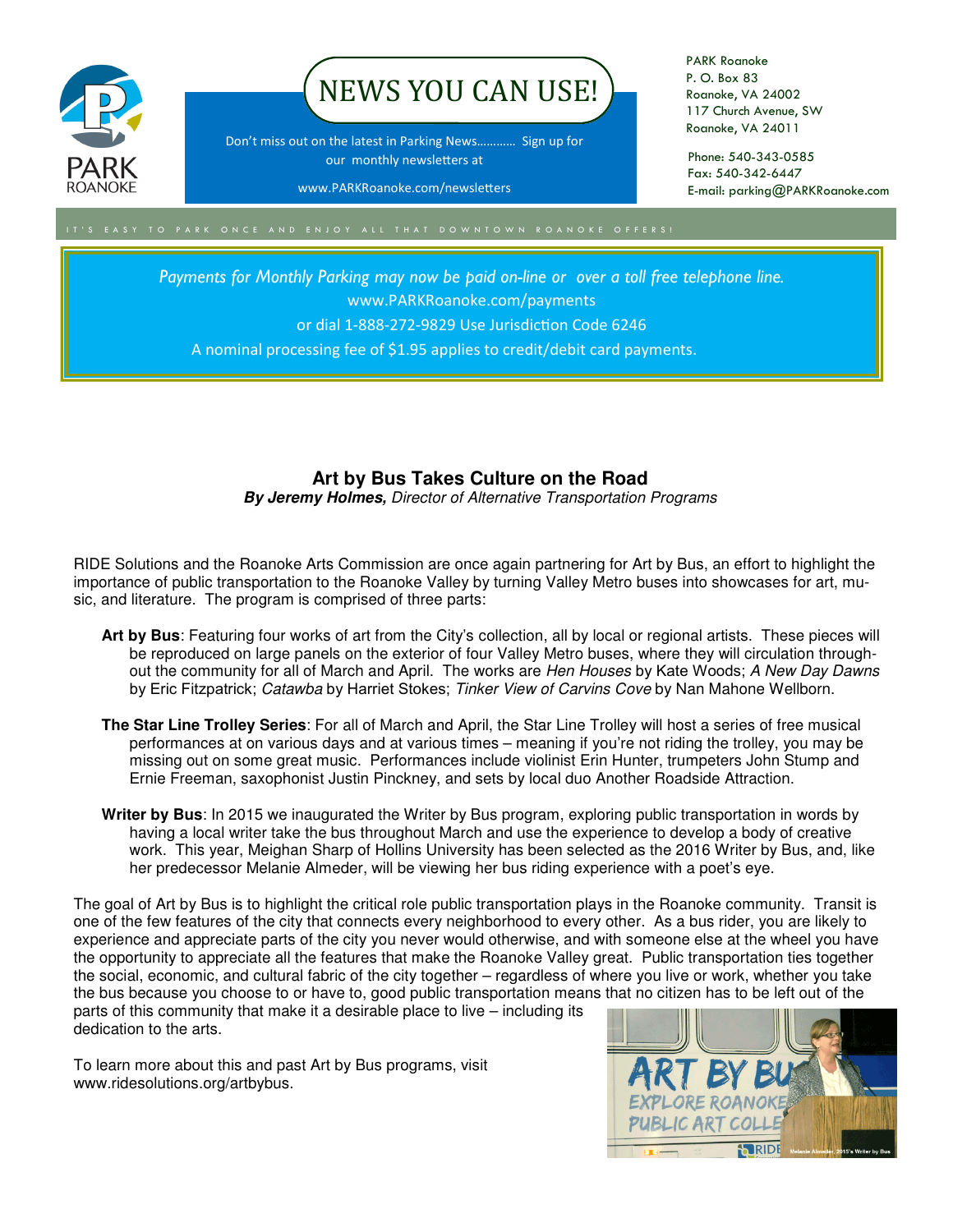PARK ROANOKE

# NEWS YOU CAN USE!

Don't miss out on the latest in Parking News………… Sign up for our monthly newsletters at

www.PARKRoanoke.com/newsletters

PARK Roanoke
P. O. Box 83
Roanoke, VA 24002
117 Church Avenue, SW
Roanoke, VA 24011

Phone: 540-343-0585
Fax: 540-342-6447
E-mail: parking@PARKRoanoke.com

IT'S EASY TO PARK ONCE AND ENJOY ALL THAT DOWNTOWN ROANOKE OFFERS!

*Payments for Monthly Parking may now be paid on-line or over a toll free telephone line.*
www.PARKRoanoke.com/payments
or dial 1-888-272-9829 Use Jurisdiction Code 6246
A nominal processing fee of $1.95 applies to credit/debit card payments.

## Art by Bus Takes Culture on the Road

***By Jeremy Holmes,*** *Director of Alternative Transportation Programs*

RIDE Solutions and the Roanoke Arts Commission are once again partnering for Art by Bus, an effort to highlight the importance of public transportation to the Roanoke Valley by turning Valley Metro buses into showcases for art, music, and literature. The program is comprised of three parts:

**Art by Bus**: Featuring four works of art from the City's collection, all by local or regional artists. These pieces will be reproduced on large panels on the exterior of four Valley Metro buses, where they will circulation throughout the community for all of March and April. The works are *Hen Houses* by Kate Woods; *A New Day Dawns* by Eric Fitzpatrick; *Catawba* by Harriet Stokes; *Tinker View of Carvins Cove* by Nan Mahone Wellborn.

**The Star Line Trolley Series**: For all of March and April, the Star Line Trolley will host a series of free musical performances at on various days and at various times – meaning if you're not riding the trolley, you may be missing out on some great music. Performances include violinist Erin Hunter, trumpeters John Stump and Ernie Freeman, saxophonist Justin Pinckney, and sets by local duo Another Roadside Attraction.

**Writer by Bus**: In 2015 we inaugurated the Writer by Bus program, exploring public transportation in words by having a local writer take the bus throughout March and use the experience to develop a body of creative work. This year, Meighan Sharp of Hollins University has been selected as the 2016 Writer by Bus, and, like her predecessor Melanie Almeder, will be viewing her bus riding experience with a poet's eye.

The goal of Art by Bus is to highlight the critical role public transportation plays in the Roanoke community. Transit is one of the few features of the city that connects every neighborhood to every other. As a bus rider, you are likely to experience and appreciate parts of the city you never would otherwise, and with someone else at the wheel you have the opportunity to appreciate all the features that make the Roanoke Valley great. Public transportation ties together the social, economic, and cultural fabric of the city together – regardless of where you live or work, whether you take the bus because you choose to or have to, good public transportation means that no citizen has to be left out of the parts of this community that make it a desirable place to live – including its dedication to the arts.

To learn more about this and past Art by Bus programs, visit www.ridesolutions.org/artbybus.

Melanie Almeder, 2015's Writer by Bus